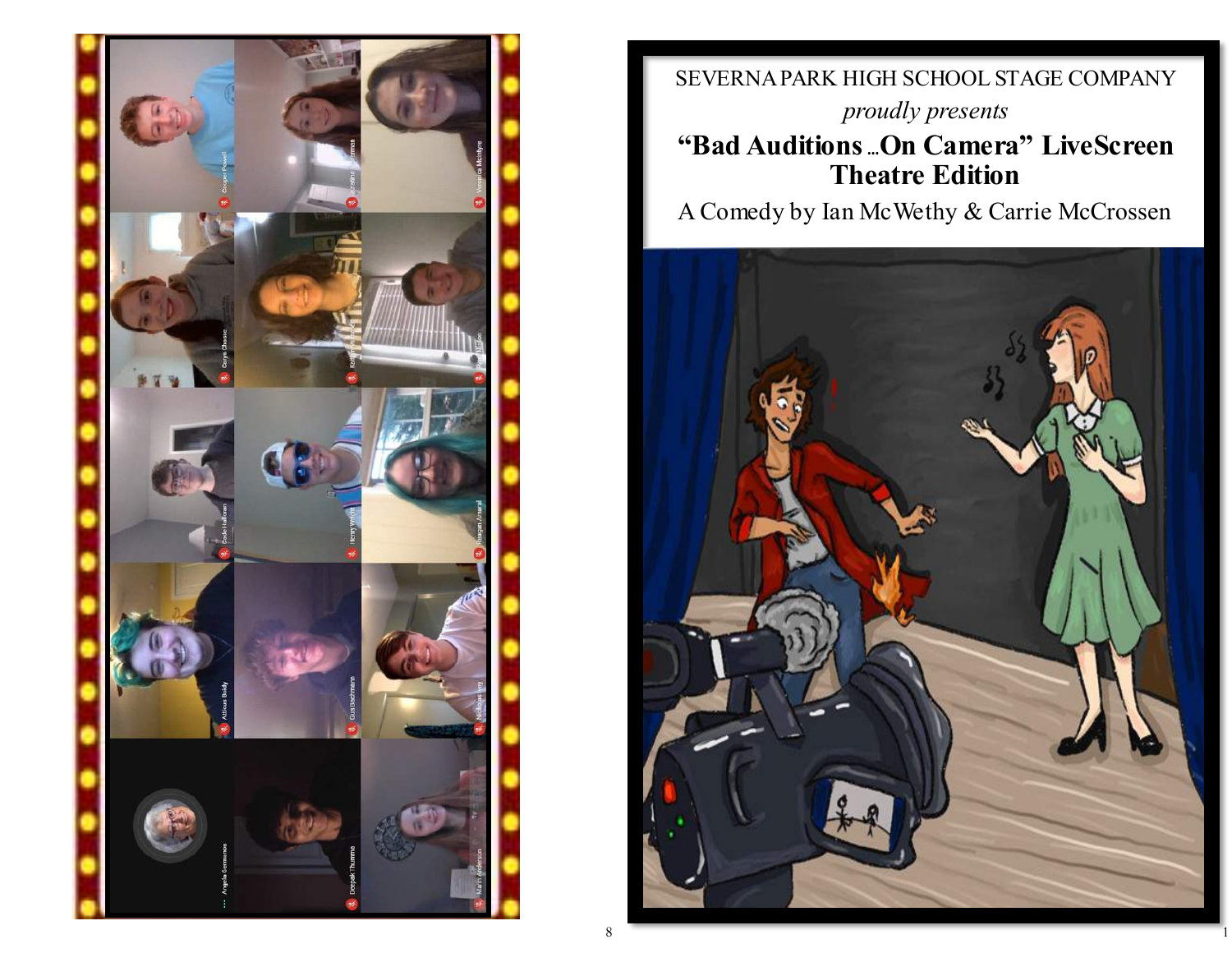SEVERNA PARK HIGH SCHOOL STAGE COMPANY

*proudly presents*

# "Bad Auditions ...On Camera" LiveScreen Theatre Edition

A Comedy by Ian McWethy & Carrie McCrossen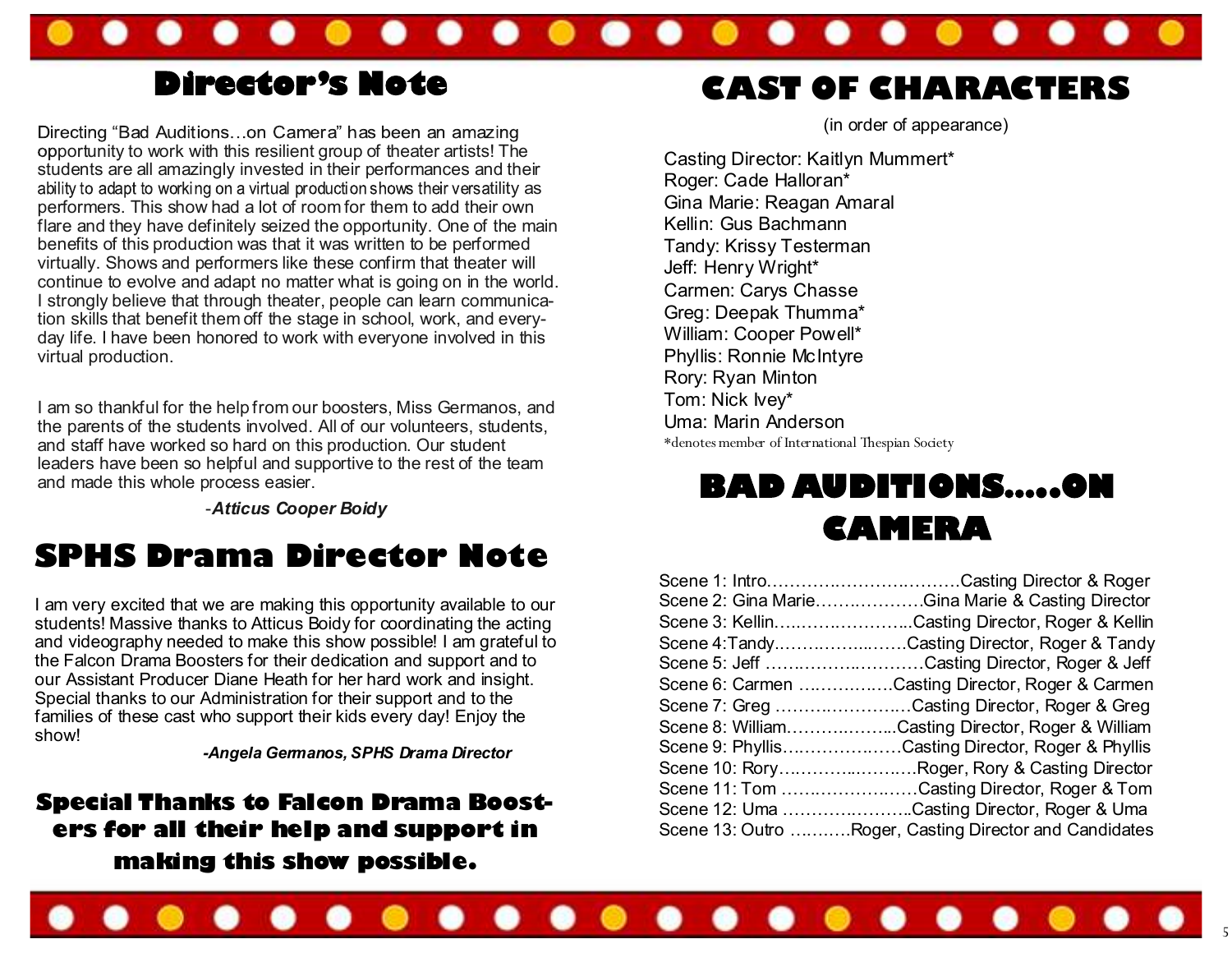# Director's Note

Directing "Bad Auditions…on Camera" has been an amazing opportunity to work with this resilient group of theater artists! The students are all amazingly invested in their performances and their ability to adapt to working on a virtual production shows their versatility as performers. This show had a lot of room for them to add their own flare and they have definitely seized the opportunity. One of the main benefits of this production was that it was written to be performed virtually. Shows and performers like these confirm that theater will continue to evolve and adapt no matter what is going on in the world. I strongly believe that through theater, people can learn communication skills that benefit them off the stage in school, work, and everyday life. I have been honored to work with everyone involved in this virtual production.

I am so thankful for the help from our boosters, Miss Germanos, and the parents of the students involved. All of our volunteers, students, and staff have worked so hard on this production. Our student leaders have been so helpful and supportive to the rest of the team and made this whole process easier.

-***Atticus Cooper Boidy***

# SPHS Drama Director Note

I am very excited that we are making this opportunity available to our students! Massive thanks to Atticus Boidy for coordinating the acting and videography needed to make this show possible! I am grateful to the Falcon Drama Boosters for their dedication and support and to our Assistant Producer Diane Heath for her hard work and insight. Special thanks to our Administration for their support and to the families of these cast who support their kids every day! Enjoy the show!

***-Angela Germanos, SPHS Drama Director***

**Special Thanks to Falcon Drama Boosters for all their help and support in making this show possible.**

# CAST OF CHARACTERS

(in order of appearance)

Casting Director: Kaitlyn Mummert*
Roger: Cade Halloran*
Gina Marie: Reagan Amaral
Kellin: Gus Bachmann
Tandy: Krissy Testerman
Jeff: Henry Wright*
Carmen: Carys Chasse
Greg: Deepak Thumma*
William: Cooper Powell*
Phyllis: Ronnie McIntyre
Rory: Ryan Minton
Tom: Nick Ivey*
Uma: Marin Anderson

*denotes member of International Thespian Society

# BAD AUDITIONS…..ON CAMERA

Scene 1: Intro……………………………Casting Director & Roger
Scene 2: Gina Marie…………………Gina Marie & Casting Director
Scene 3: Kellin……………………...Casting Director, Roger & Kellin
Scene 4:Tandy…………………….Casting Director, Roger & Tandy
Scene 5: Jeff ………………………Casting Director, Roger & Jeff
Scene 6: Carmen ……………….Casting Director, Roger & Carmen
Scene 7: Greg ……………………Casting Director, Roger & Greg
Scene 8: William………………...Casting Director, Roger & William
Scene 9: Phyllis…………………Casting Director, Roger & Phyllis
Scene 10: Rory………………….Roger, Rory & Casting Director
Scene 11: Tom …………………Casting Director, Roger & Tom
Scene 12: Uma ………………..Casting Director, Roger & Uma
Scene 13: Outro ……….Roger, Casting Director and Candidates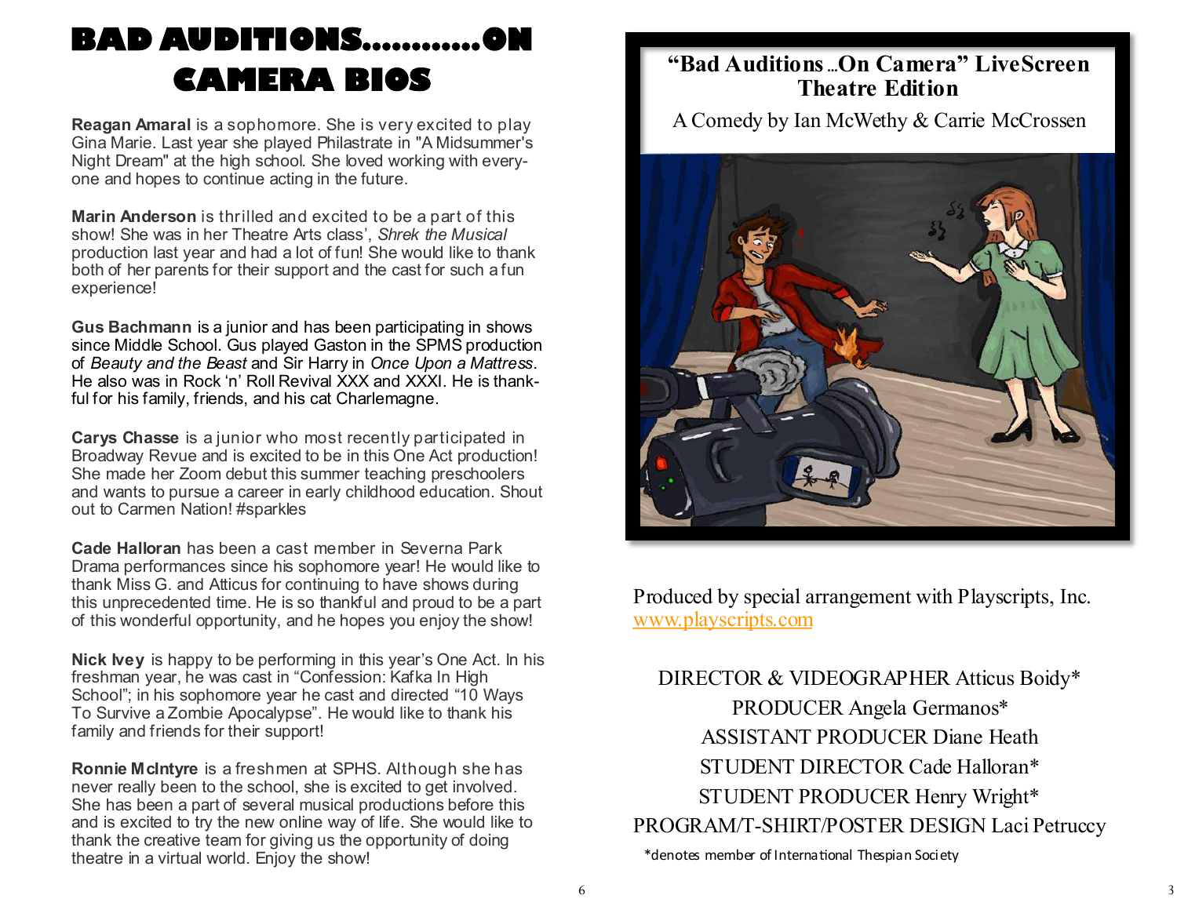# BAD AUDITIONS............ON CAMERA BIOS

**Reagan Amaral** is a sophomore. She is very excited to play Gina Marie. Last year she played Philastrate in "A Midsummer's Night Dream" at the high school. She loved working with everyone and hopes to continue acting in the future.

**Marin Anderson** is thrilled and excited to be a part of this show! She was in her Theatre Arts class', *Shrek the Musical* production last year and had a lot of fun! She would like to thank both of her parents for their support and the cast for such a fun experience!

**Gus Bachmann** is a junior and has been participating in shows since Middle School. Gus played Gaston in the SPMS production of *Beauty and the Beast* and Sir Harry in *Once Upon a Mattress*. He also was in Rock 'n' Roll Revival XXX and XXXI. He is thankful for his family, friends, and his cat Charlemagne.

**Carys Chasse** is a junior who most recently participated in Broadway Revue and is excited to be in this One Act production! She made her Zoom debut this summer teaching preschoolers and wants to pursue a career in early childhood education. Shout out to Carmen Nation! #sparkles

**Cade Halloran** has been a cast member in Severna Park Drama performances since his sophomore year! He would like to thank Miss G. and Atticus for continuing to have shows during this unprecedented time. He is so thankful and proud to be a part of this wonderful opportunity, and he hopes you enjoy the show!

**Nick Ivey** is happy to be performing in this year's One Act. In his freshman year, he was cast in "Confession: Kafka In High School"; in his sophomore year he cast and directed "10 Ways To Survive a Zombie Apocalypse". He would like to thank his family and friends for their support!

**Ronnie McIntyre** is a freshmen at SPHS. Although she has never really been to the school, she is excited to get involved. She has been a part of several musical productions before this and is excited to try the new online way of life. She would like to thank the creative team for giving us the opportunity of doing theatre in a virtual world. Enjoy the show!

## "Bad Auditions ...On Camera" LiveScreen Theatre Edition

A Comedy by Ian McWethy & Carrie McCrossen

Produced by special arrangement with Playscripts, Inc.
www.playscripts.com

DIRECTOR & VIDEOGRAPHER Atticus Boidy*
PRODUCER Angela Germanos*
ASSISTANT PRODUCER Diane Heath
STUDENT DIRECTOR Cade Halloran*
STUDENT PRODUCER Henry Wright*
PROGRAM/T-SHIRT/POSTER DESIGN Laci Petruccy

*denotes member of International Thespian Society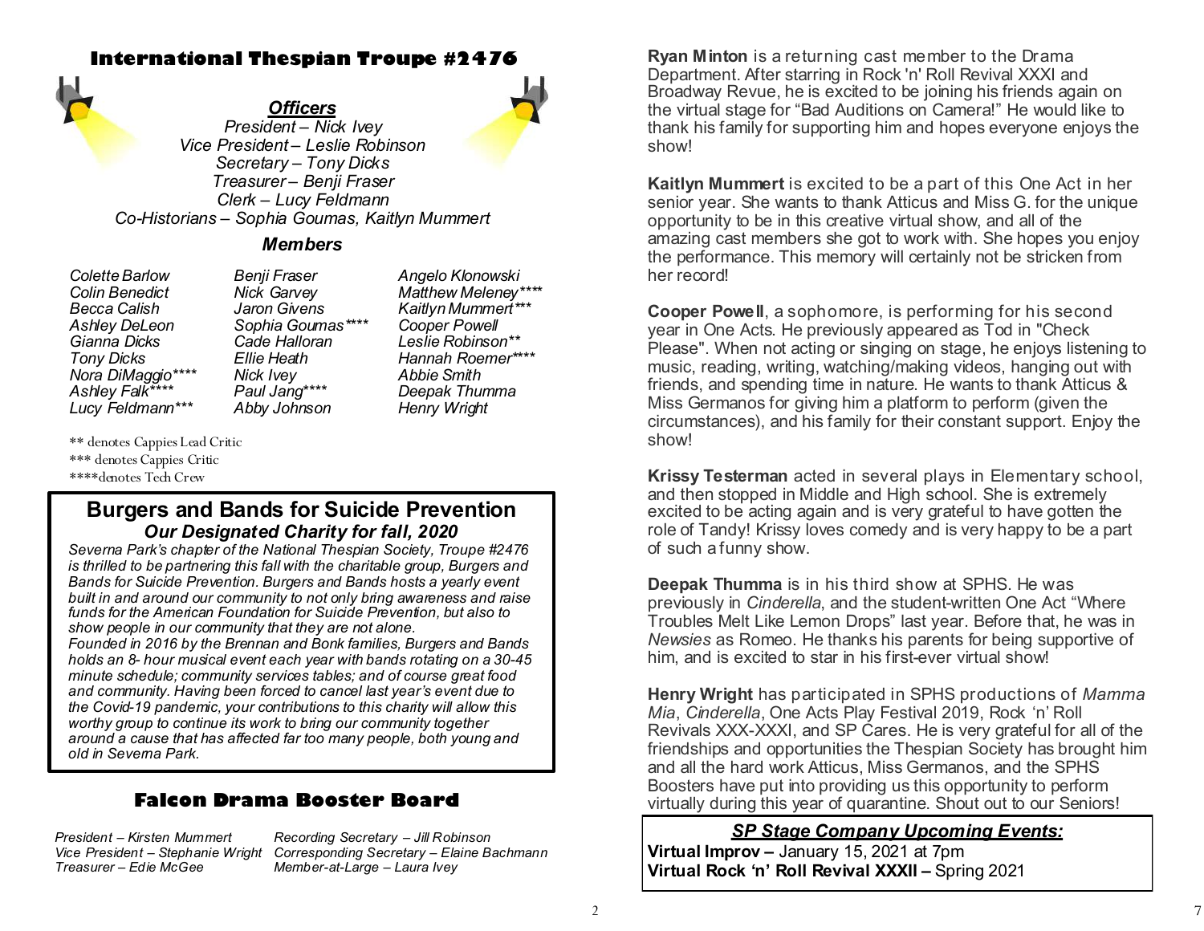## International Thespian Troupe #2476

### *Officers*

*President – Nick Ivey*
*Vice President – Leslie Robinson*
*Secretary – Tony Dicks*
*Treasurer – Benji Fraser*
*Clerk – Lucy Feldmann*
*Co-Historians – Sophia Goumas, Kaitlyn Mummert*

### *Members*

| | | |
|---|---|---|
| *Colette Barlow* | *Benji Fraser* | *Angelo Klonowski* |
| *Colin Benedict* | *Nick Garvey* | *Matthew Meleney*** |
| *Becca Calish* | *Jaron Givens* | *Kaitlyn Mummert**** |
| *Ashley DeLeon* | *Sophia Goumas*** | *Cooper Powell* |
| *Gianna Dicks* | *Cade Halloran* | *Leslie Robinson*** |
| *Tony Dicks* | *Ellie Heath* | *Hannah Roemer*** |
| *Nora DiMaggio*** | *Nick Ivey* | *Abbie Smith* |
| *Ashley Falk*** | *Paul Jang*** | *Deepak Thumma* |
| *Lucy Feldmann**** | *Abby Johnson* | *Henry Wright* |

** denotes Cappies Lead Critic
*** denotes Cappies Critic
****denotes Tech Crew

## Burgers and Bands for Suicide Prevention

### *Our Designated Charity for fall, 2020*

*Severna Park's chapter of the National Thespian Society, Troupe #2476 is thrilled to be partnering this fall with the charitable group, Burgers and Bands for Suicide Prevention. Burgers and Bands hosts a yearly event built in and around our community to not only bring awareness and raise funds for the American Foundation for Suicide Prevention, but also to show people in our community that they are not alone.*

*Founded in 2016 by the Brennan and Bonk families, Burgers and Bands holds an 8- hour musical event each year with bands rotating on a 30-45 minute schedule; community services tables; and of course great food and community. Having been forced to cancel last year's event due to the Covid-19 pandemic, your contributions to this charity will allow this worthy group to continue its work to bring our community together around a cause that has affected far too many people, both young and old in Severna Park.*

## Falcon Drama Booster Board

*President – Kirsten Mummert*
*Vice President – Stephanie Wright*
*Treasurer – Edie McGee*
*Recording Secretary – Jill Robinson*
*Corresponding Secretary – Elaine Bachmann*
*Member-at-Large – Laura Ivey*

**Ryan Minton** is a returning cast member to the Drama Department. After starring in Rock 'n' Roll Revival XXXI and Broadway Revue, he is excited to be joining his friends again on the virtual stage for "Bad Auditions on Camera!" He would like to thank his family for supporting him and hopes everyone enjoys the show!

**Kaitlyn Mummert** is excited to be a part of this One Act in her senior year. She wants to thank Atticus and Miss G. for the unique opportunity to be in this creative virtual show, and all of the amazing cast members she got to work with. She hopes you enjoy the performance. This memory will certainly not be stricken from her record!

**Cooper Powell**, a sophomore, is performing for his second year in One Acts. He previously appeared as Tod in "Check Please". When not acting or singing on stage, he enjoys listening to music, reading, writing, watching/making videos, hanging out with friends, and spending time in nature. He wants to thank Atticus & Miss Germanos for giving him a platform to perform (given the circumstances), and his family for their constant support. Enjoy the show!

**Krissy Testerman** acted in several plays in Elementary school, and then stopped in Middle and High school. She is extremely excited to be acting again and is very grateful to have gotten the role of Tandy! Krissy loves comedy and is very happy to be a part of such a funny show.

**Deepak Thumma** is in his third show at SPHS. He was previously in *Cinderella*, and the student-written One Act "Where Troubles Melt Like Lemon Drops" last year. Before that, he was in *Newsies* as Romeo. He thanks his parents for being supportive of him, and is excited to star in his first-ever virtual show!

**Henry Wright** has participated in SPHS productions of *Mamma Mia*, *Cinderella*, One Acts Play Festival 2019, Rock 'n' Roll Revivals XXX-XXXI, and SP Cares. He is very grateful for all of the friendships and opportunities the Thespian Society has brought him and all the hard work Atticus, Miss Germanos, and the SPHS Boosters have put into providing us this opportunity to perform virtually during this year of quarantine. Shout out to our Seniors!

### SP Stage Company Upcoming Events:

**Virtual Improv –** January 15, 2021 at 7pm
**Virtual Rock 'n' Roll Revival XXXII –** Spring 2021